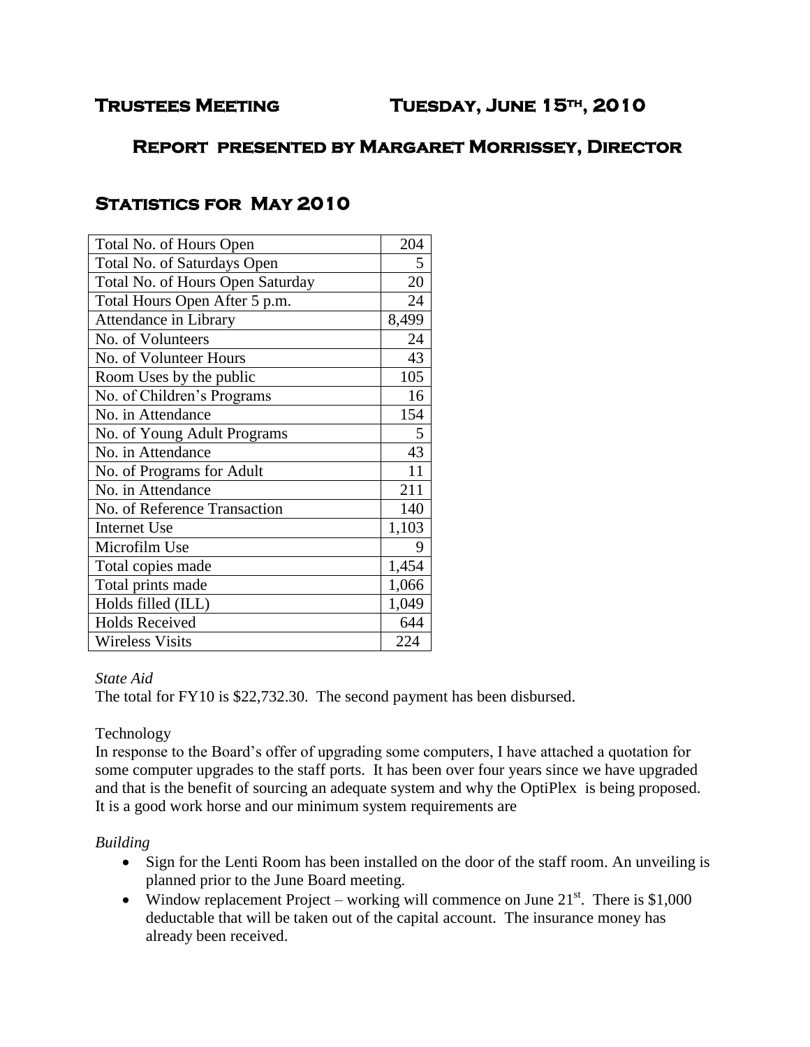# Trustees Meeting Tuesday, June 15th, 2010

## Report presented by Margaret Morrissey, Director

## Statistics for May 2010

| | |
|---|---|
| Total No. of Hours Open | 204 |
| Total No. of Saturdays Open | 5 |
| Total No. of Hours Open Saturday | 20 |
| Total Hours Open After 5 p.m. | 24 |
| Attendance in Library | 8,499 |
| No. of Volunteers | 24 |
| No. of Volunteer Hours | 43 |
| Room Uses by the public | 105 |
| No. of Children's Programs | 16 |
| No. in Attendance | 154 |
| No. of Young Adult Programs | 5 |
| No. in Attendance | 43 |
| No. of Programs for Adult | 11 |
| No. in Attendance | 211 |
| No. of Reference Transaction | 140 |
| Internet Use | 1,103 |
| Microfilm Use | 9 |
| Total copies made | 1,454 |
| Total prints made | 1,066 |
| Holds filled (ILL) | 1,049 |
| Holds Received | 644 |
| Wireless Visits | 224 |

*State Aid*

The total for FY10 is $22,732.30. The second payment has been disbursed.

Technology

In response to the Board's offer of upgrading some computers, I have attached a quotation for some computer upgrades to the staff ports. It has been over four years since we have upgraded and that is the benefit of sourcing an adequate system and why the OptiPlex is being proposed. It is a good work horse and our minimum system requirements are

*Building*

- Sign for the Lenti Room has been installed on the door of the staff room. An unveiling is planned prior to the June Board meeting.
- Window replacement Project – working will commence on June 21st. There is $1,000 deductable that will be taken out of the capital account. The insurance money has already been received.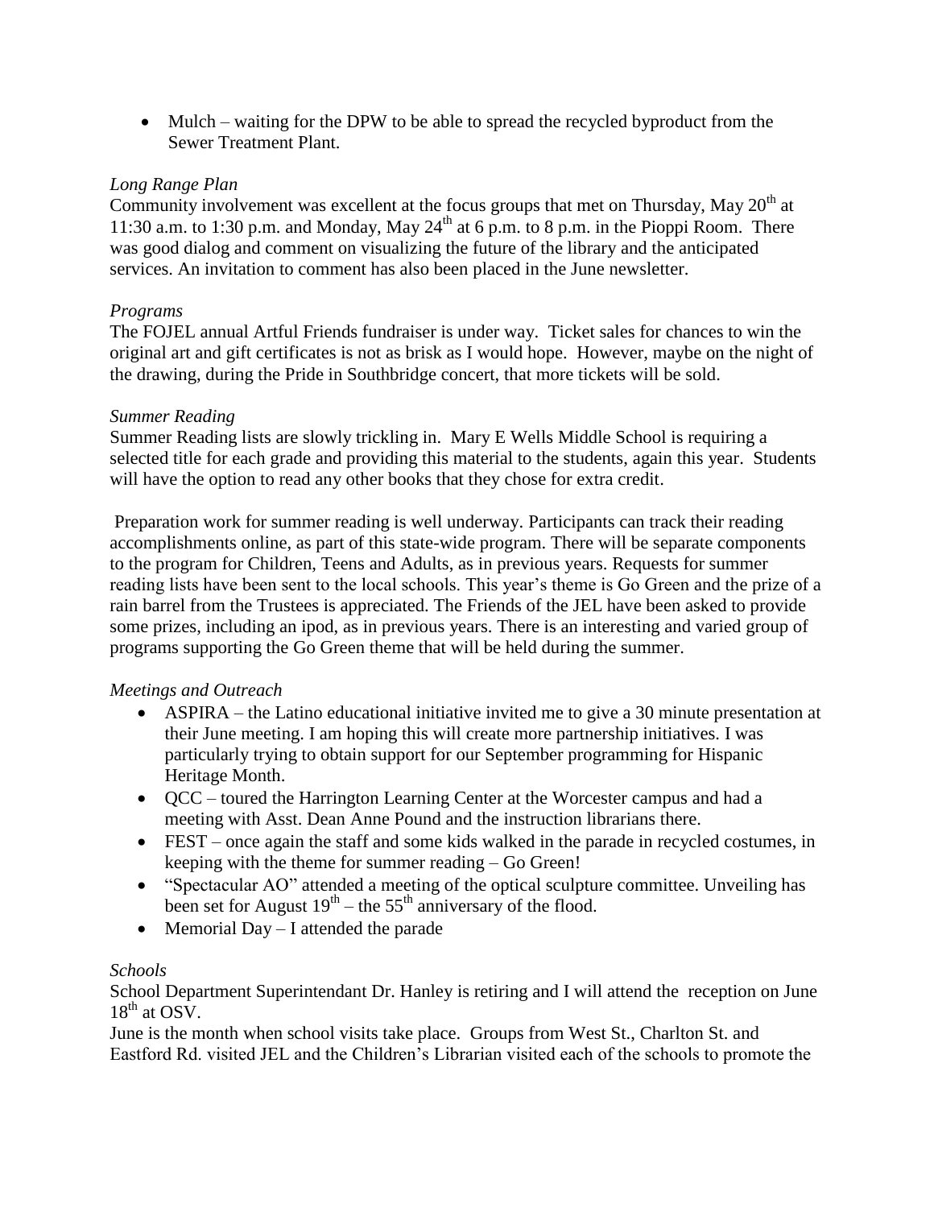- Mulch – waiting for the DPW to be able to spread the recycled byproduct from the Sewer Treatment Plant.

*Long Range Plan*

Community involvement was excellent at the focus groups that met on Thursday, May 20th at 11:30 a.m. to 1:30 p.m. and Monday, May 24th at 6 p.m. to 8 p.m. in the Pioppi Room. There was good dialog and comment on visualizing the future of the library and the anticipated services. An invitation to comment has also been placed in the June newsletter.

*Programs*

The FOJEL annual Artful Friends fundraiser is under way. Ticket sales for chances to win the original art and gift certificates is not as brisk as I would hope. However, maybe on the night of the drawing, during the Pride in Southbridge concert, that more tickets will be sold.

*Summer Reading*

Summer Reading lists are slowly trickling in. Mary E Wells Middle School is requiring a selected title for each grade and providing this material to the students, again this year. Students will have the option to read any other books that they chose for extra credit.

Preparation work for summer reading is well underway. Participants can track their reading accomplishments online, as part of this state-wide program. There will be separate components to the program for Children, Teens and Adults, as in previous years. Requests for summer reading lists have been sent to the local schools. This year's theme is Go Green and the prize of a rain barrel from the Trustees is appreciated. The Friends of the JEL have been asked to provide some prizes, including an ipod, as in previous years. There is an interesting and varied group of programs supporting the Go Green theme that will be held during the summer.

*Meetings and Outreach*

- ASPIRA – the Latino educational initiative invited me to give a 30 minute presentation at their June meeting. I am hoping this will create more partnership initiatives. I was particularly trying to obtain support for our September programming for Hispanic Heritage Month.
- QCC – toured the Harrington Learning Center at the Worcester campus and had a meeting with Asst. Dean Anne Pound and the instruction librarians there.
- FEST – once again the staff and some kids walked in the parade in recycled costumes, in keeping with the theme for summer reading – Go Green!
- "Spectacular AO" attended a meeting of the optical sculpture committee. Unveiling has been set for August 19th – the 55th anniversary of the flood.
- Memorial Day – I attended the parade

*Schools*

School Department Superintendant Dr. Hanley is retiring and I will attend the reception on June 18th at OSV.

June is the month when school visits take place. Groups from West St., Charlton St. and Eastford Rd. visited JEL and the Children's Librarian visited each of the schools to promote the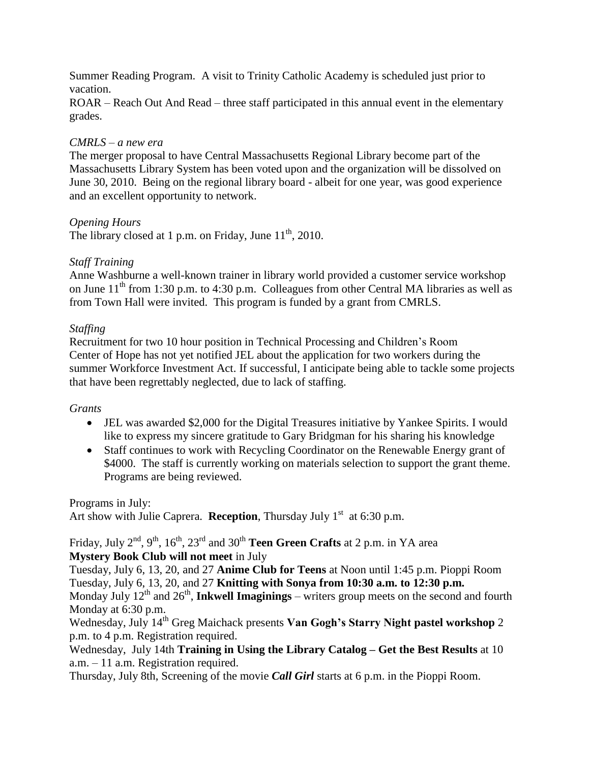Summer Reading Program. A visit to Trinity Catholic Academy is scheduled just prior to vacation.

ROAR – Reach Out And Read – three staff participated in this annual event in the elementary grades.

*CMRLS – a new era*

The merger proposal to have Central Massachusetts Regional Library become part of the Massachusetts Library System has been voted upon and the organization will be dissolved on June 30, 2010. Being on the regional library board - albeit for one year, was good experience and an excellent opportunity to network.

*Opening Hours*

The library closed at 1 p.m. on Friday, June 11th, 2010.

*Staff Training*

Anne Washburne a well-known trainer in library world provided a customer service workshop on June 11th from 1:30 p.m. to 4:30 p.m. Colleagues from other Central MA libraries as well as from Town Hall were invited. This program is funded by a grant from CMRLS.

*Staffing*

Recruitment for two 10 hour position in Technical Processing and Children's Room
Center of Hope has not yet notified JEL about the application for two workers during the summer Workforce Investment Act. If successful, I anticipate being able to tackle some projects that have been regrettably neglected, due to lack of staffing.

*Grants*

- JEL was awarded $2,000 for the Digital Treasures initiative by Yankee Spirits. I would like to express my sincere gratitude to Gary Bridgman for his sharing his knowledge
- Staff continues to work with Recycling Coordinator on the Renewable Energy grant of $4000. The staff is currently working on materials selection to support the grant theme. Programs are being reviewed.

Programs in July:

Art show with Julie Caprera. **Reception**, Thursday July 1st at 6:30 p.m.

Friday, July 2nd, 9th, 16th, 23rd and 30th **Teen Green Crafts** at 2 p.m. in YA area
**Mystery Book Club will not meet** in July
Tuesday, July 6, 13, 20, and 27 **Anime Club for Teens** at Noon until 1:45 p.m. Pioppi Room
Tuesday, July 6, 13, 20, and 27 **Knitting with Sonya from 10:30 a.m. to 12:30 p.m.**
Monday July 12th and 26th, **Inkwell Imaginings** – writers group meets on the second and fourth Monday at 6:30 p.m.
Wednesday, July 14th Greg Maichack presents **Van Gogh's Starry Night pastel workshop** 2 p.m. to 4 p.m. Registration required.
Wednesday, July 14th **Training in Using the Library Catalog – Get the Best Results** at 10 a.m. – 11 a.m. Registration required.
Thursday, July 8th, Screening of the movie ***Call Girl*** starts at 6 p.m. in the Pioppi Room.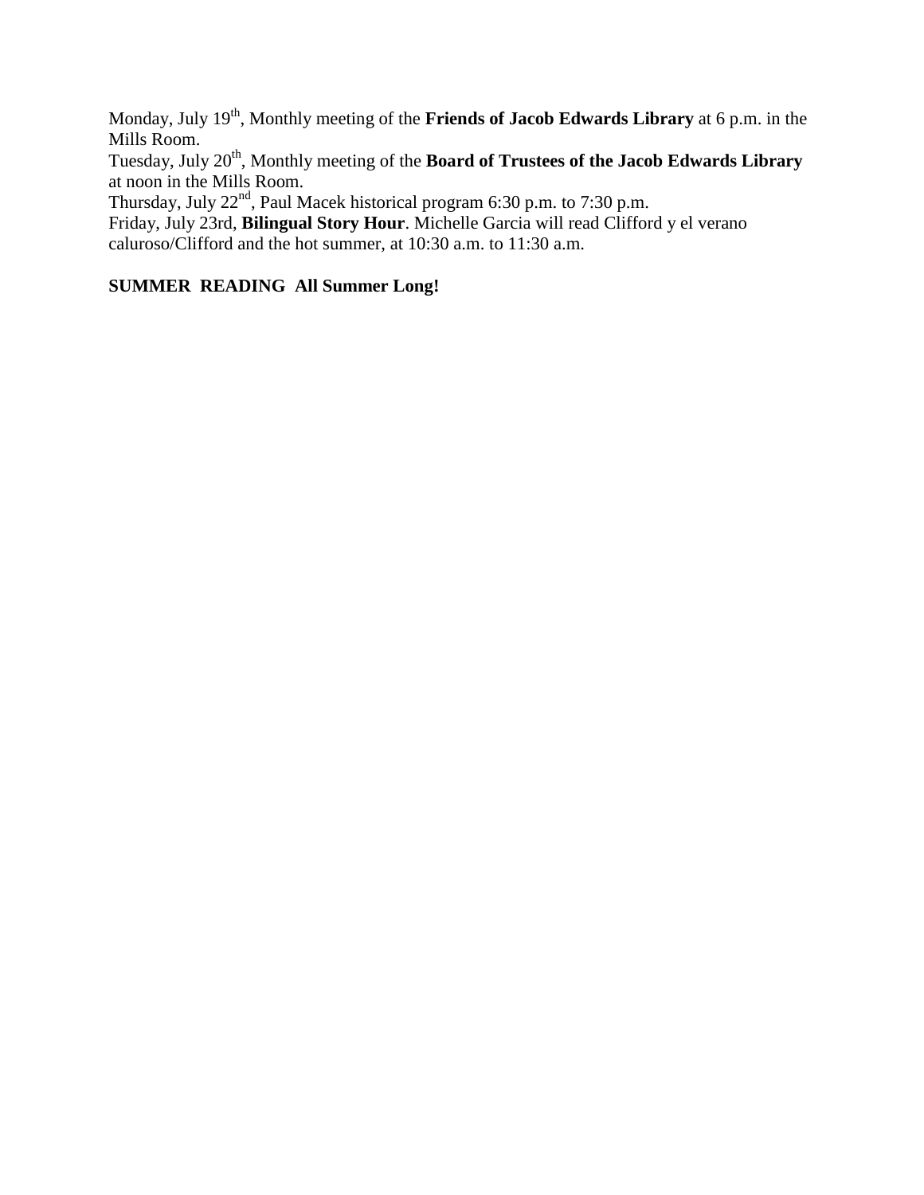Monday, July 19th, Monthly meeting of the **Friends of Jacob Edwards Library** at 6 p.m. in the Mills Room.
Tuesday, July 20th, Monthly meeting of the **Board of Trustees of the Jacob Edwards Library** at noon in the Mills Room.
Thursday, July 22nd, Paul Macek historical program 6:30 p.m. to 7:30 p.m.
Friday, July 23rd, **Bilingual Story Hour**. Michelle Garcia will read Clifford y el verano caluroso/Clifford and the hot summer, at 10:30 a.m. to 11:30 a.m.

**SUMMER READING All Summer Long!**